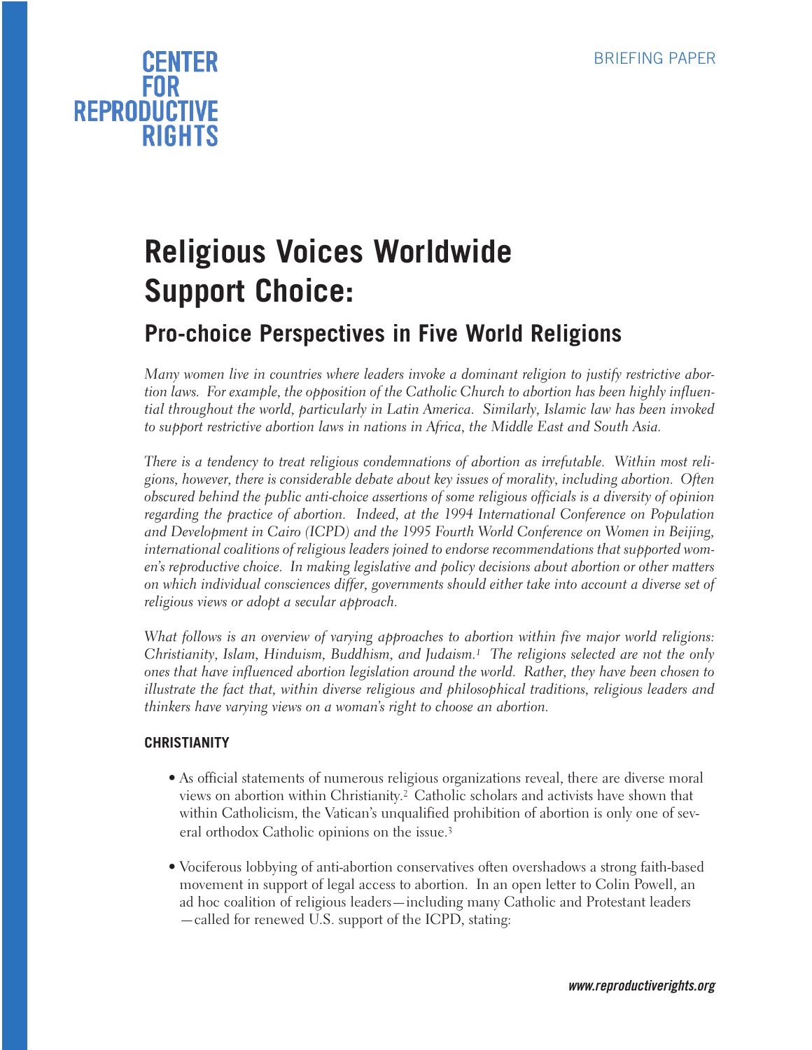CENTER FOR REPRODUCTIVE RIGHTS

BRIEFING PAPER

# Religious Voices Worldwide Support Choice:

## Pro-choice Perspectives in Five World Religions

*Many women live in countries where leaders invoke a dominant religion to justify restrictive abortion laws. For example, the opposition of the Catholic Church to abortion has been highly influential throughout the world, particularly in Latin America. Similarly, Islamic law has been invoked to support restrictive abortion laws in nations in Africa, the Middle East and South Asia.*

*There is a tendency to treat religious condemnations of abortion as irrefutable. Within most religions, however, there is considerable debate about key issues of morality, including abortion. Often obscured behind the public anti-choice assertions of some religious officials is a diversity of opinion regarding the practice of abortion. Indeed, at the 1994 International Conference on Population and Development in Cairo (ICPD) and the 1995 Fourth World Conference on Women in Beijing, international coalitions of religious leaders joined to endorse recommendations that supported women's reproductive choice. In making legislative and policy decisions about abortion or other matters on which individual consciences differ, governments should either take into account a diverse set of religious views or adopt a secular approach.*

*What follows is an overview of varying approaches to abortion within five major world religions: Christianity, Islam, Hinduism, Buddhism, and Judaism.[1] The religions selected are not the only ones that have influenced abortion legislation around the world. Rather, they have been chosen to illustrate the fact that, within diverse religious and philosophical traditions, religious leaders and thinkers have varying views on a woman's right to choose an abortion.*

### CHRISTIANITY

- As official statements of numerous religious organizations reveal, there are diverse moral views on abortion within Christianity.[2] Catholic scholars and activists have shown that within Catholicism, the Vatican's unqualified prohibition of abortion is only one of several orthodox Catholic opinions on the issue.[3]

- Vociferous lobbying of anti-abortion conservatives often overshadows a strong faith-based movement in support of legal access to abortion. In an open letter to Colin Powell, an ad hoc coalition of religious leaders—including many Catholic and Protestant leaders—called for renewed U.S. support of the ICPD, stating:

www.reproductiverights.org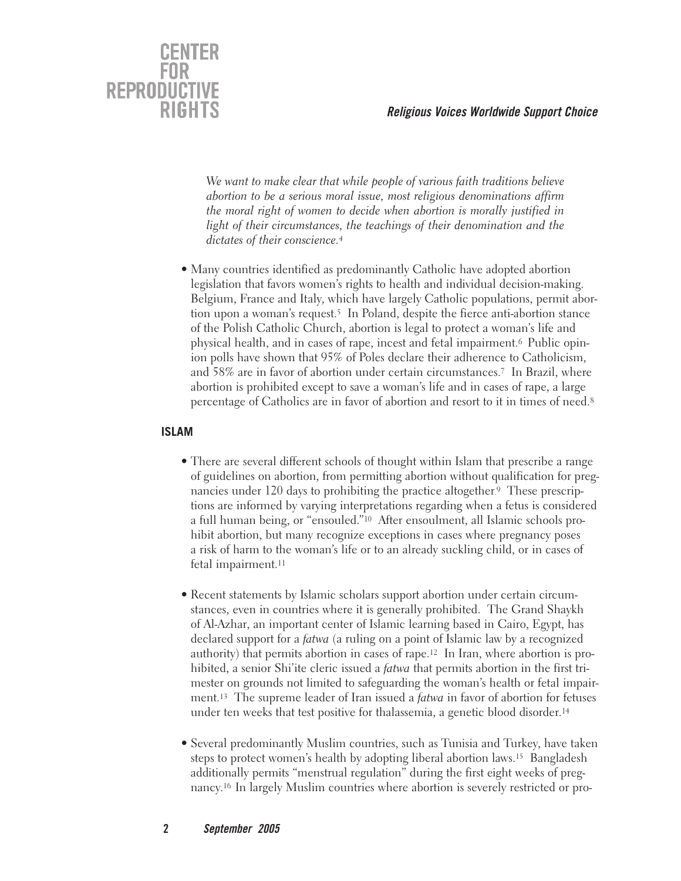*We want to make clear that while people of various faith traditions believe abortion to be a serious moral issue, most religious denominations affirm the moral right of women to decide when abortion is morally justified in light of their circumstances, the teachings of their denomination and the dictates of their conscience.*[4]

- Many countries identified as predominantly Catholic have adopted abortion legislation that favors women's rights to health and individual decision-making. Belgium, France and Italy, which have largely Catholic populations, permit abortion upon a woman's request.[5] In Poland, despite the fierce anti-abortion stance of the Polish Catholic Church, abortion is legal to protect a woman's life and physical health, and in cases of rape, incest and fetal impairment.[6] Public opinion polls have shown that 95% of Poles declare their adherence to Catholicism, and 58% are in favor of abortion under certain circumstances.[7] In Brazil, where abortion is prohibited except to save a woman's life and in cases of rape, a large percentage of Catholics are in favor of abortion and resort to it in times of need.[8]

## ISLAM

- There are several different schools of thought within Islam that prescribe a range of guidelines on abortion, from permitting abortion without qualification for pregnancies under 120 days to prohibiting the practice altogether.[9] These prescriptions are informed by varying interpretations regarding when a fetus is considered a full human being, or "ensouled."[10] After ensoulment, all Islamic schools prohibit abortion, but many recognize exceptions in cases where pregnancy poses a risk of harm to the woman's life or to an already suckling child, or in cases of fetal impairment.[11]

- Recent statements by Islamic scholars support abortion under certain circumstances, even in countries where it is generally prohibited. The Grand Shaykh of Al-Azhar, an important center of Islamic learning based in Cairo, Egypt, has declared support for a *fatwa* (a ruling on a point of Islamic law by a recognized authority) that permits abortion in cases of rape.[12] In Iran, where abortion is prohibited, a senior Shi'ite cleric issued a *fatwa* that permits abortion in the first trimester on grounds not limited to safeguarding the woman's health or fetal impairment.[13] The supreme leader of Iran issued a *fatwa* in favor of abortion for fetuses under ten weeks that test positive for thalassemia, a genetic blood disorder.[14]

- Several predominantly Muslim countries, such as Tunisia and Turkey, have taken steps to protect women's health by adopting liberal abortion laws.[15] Bangladesh additionally permits "menstrual regulation" during the first eight weeks of pregnancy.[16] In largely Muslim countries where abortion is severely restricted or pro-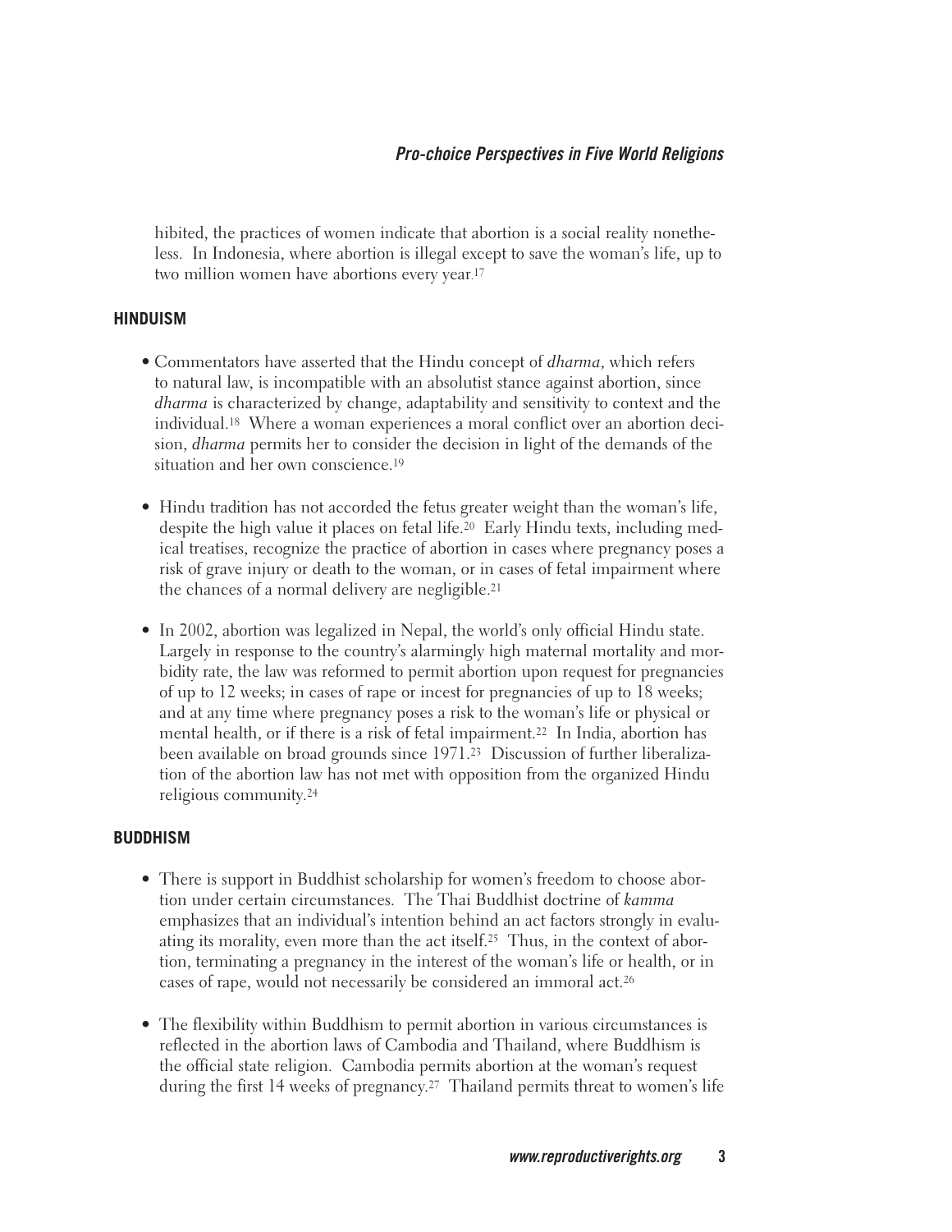hibited, the practices of women indicate that abortion is a social reality nonetheless. In Indonesia, where abortion is illegal except to save the woman's life, up to two million women have abortions every year.[17]

## HINDUISM

- Commentators have asserted that the Hindu concept of *dharma*, which refers to natural law, is incompatible with an absolutist stance against abortion, since *dharma* is characterized by change, adaptability and sensitivity to context and the individual.[18] Where a woman experiences a moral conflict over an abortion decision, *dharma* permits her to consider the decision in light of the demands of the situation and her own conscience.[19]

- Hindu tradition has not accorded the fetus greater weight than the woman's life, despite the high value it places on fetal life.[20] Early Hindu texts, including medical treatises, recognize the practice of abortion in cases where pregnancy poses a risk of grave injury or death to the woman, or in cases of fetal impairment where the chances of a normal delivery are negligible.[21]

- In 2002, abortion was legalized in Nepal, the world's only official Hindu state. Largely in response to the country's alarmingly high maternal mortality and morbidity rate, the law was reformed to permit abortion upon request for pregnancies of up to 12 weeks; in cases of rape or incest for pregnancies of up to 18 weeks; and at any time where pregnancy poses a risk to the woman's life or physical or mental health, or if there is a risk of fetal impairment.[22] In India, abortion has been available on broad grounds since 1971.[23] Discussion of further liberalization of the abortion law has not met with opposition from the organized Hindu religious community.[24]

## BUDDHISM

- There is support in Buddhist scholarship for women's freedom to choose abortion under certain circumstances. The Thai Buddhist doctrine of *kamma* emphasizes that an individual's intention behind an act factors strongly in evaluating its morality, even more than the act itself.[25] Thus, in the context of abortion, terminating a pregnancy in the interest of the woman's life or health, or in cases of rape, would not necessarily be considered an immoral act.[26]

- The flexibility within Buddhism to permit abortion in various circumstances is reflected in the abortion laws of Cambodia and Thailand, where Buddhism is the official state religion. Cambodia permits abortion at the woman's request during the first 14 weeks of pregnancy.[27] Thailand permits threat to women's life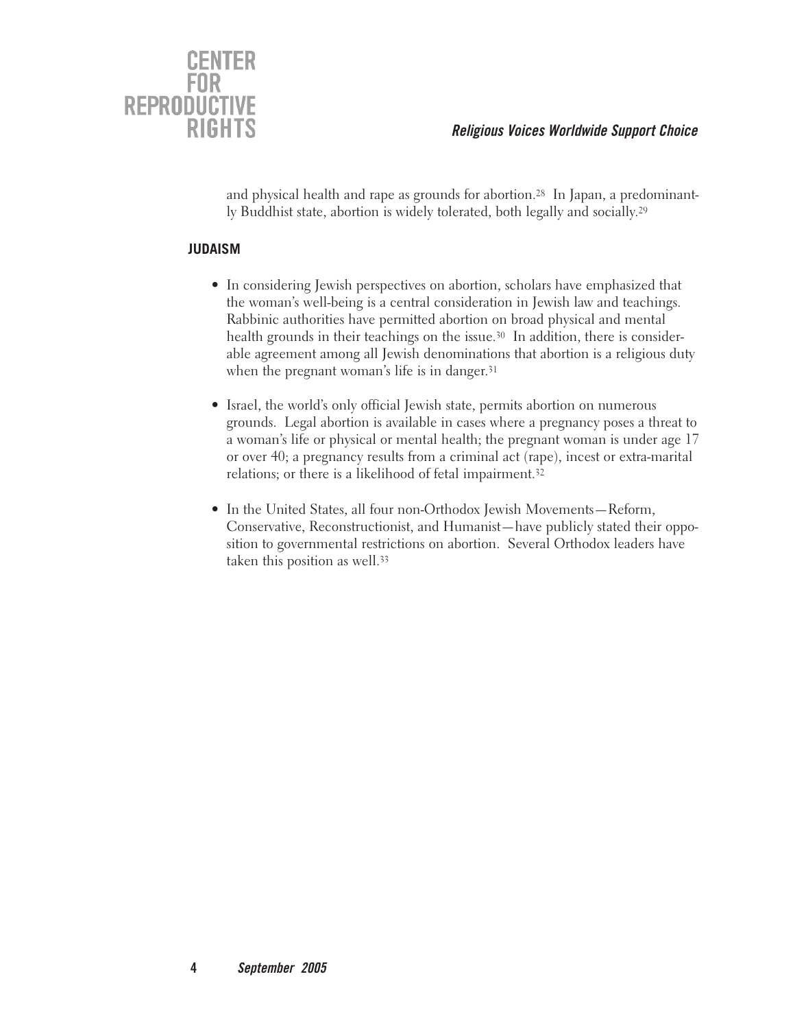and physical health and rape as grounds for abortion.[28] In Japan, a predominantly Buddhist state, abortion is widely tolerated, both legally and socially.[29]

### JUDAISM

- In considering Jewish perspectives on abortion, scholars have emphasized that the woman's well-being is a central consideration in Jewish law and teachings. Rabbinic authorities have permitted abortion on broad physical and mental health grounds in their teachings on the issue.[30] In addition, there is considerable agreement among all Jewish denominations that abortion is a religious duty when the pregnant woman's life is in danger.[31]

- Israel, the world's only official Jewish state, permits abortion on numerous grounds. Legal abortion is available in cases where a pregnancy poses a threat to a woman's life or physical or mental health; the pregnant woman is under age 17 or over 40; a pregnancy results from a criminal act (rape), incest or extra-marital relations; or there is a likelihood of fetal impairment.[32]

- In the United States, all four non-Orthodox Jewish Movements—Reform, Conservative, Reconstructionist, and Humanist—have publicly stated their opposition to governmental restrictions on abortion. Several Orthodox leaders have taken this position as well.[33]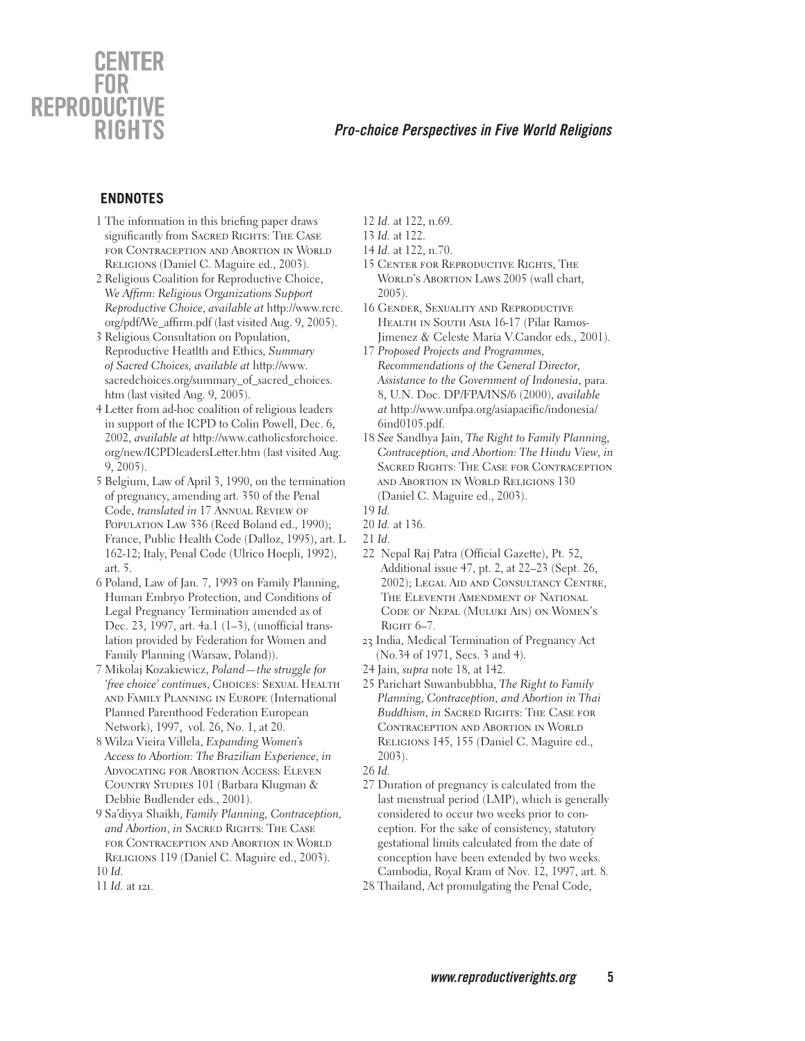## ENDNOTES

1 The information in this briefing paper draws significantly from SACRED RIGHTS: THE CASE FOR CONTRACEPTION AND ABORTION IN WORLD RELIGIONS (Daniel C. Maguire ed., 2003).

2 Religious Coalition for Reproductive Choice, *We Affirm: Religious Organizations Support Reproductive Choice*, *available at* http://www.rcrc.org/pdf/We_affirm.pdf (last visited Aug. 9, 2005).

3 Religious Consultation on Population, Reproductive Heatlth and Ethics, *Summary of Sacred Choices*, *available at* http://www.sacredchoices.org/summary_of_sacred_choices.htm (last visited Aug. 9, 2005).

4 Letter from ad-hoc coalition of religious leaders in support of the ICPD to Colin Powell, Dec. 6, 2002, *available at* http://www.catholicsforchoice.org/new/ICPDleadersLetter.htm (last visited Aug. 9, 2005).

5 Belgium, Law of April 3, 1990, on the termination of pregnancy, amending art. 350 of the Penal Code, *translated in* 17 ANNUAL REVIEW OF POPULATION LAW 336 (Reed Boland ed., 1990); France, Public Health Code (Dalloz, 1995), art. L 162-12; Italy, Penal Code (Ulrico Hoepli, 1992), art. 5.

6 Poland, Law of Jan. 7, 1993 on Family Planning, Human Embryo Protection, and Conditions of Legal Pregnancy Termination amended as of Dec. 23, 1997, art. 4a.1 (1–3), (unofficial translation provided by Federation for Women and Family Planning (Warsaw, Poland)).

7 Mikolaj Kozakiewicz, *Poland—the struggle for 'free choice' continues*, CHOICES: SEXUAL HEALTH AND FAMILY PLANNING IN EUROPE (International Planned Parenthood Federation European Network), 1997, vol. 26, No. 1, at 20.

8 Wilza Vieira Villela, *Expanding Women's Access to Abortion: The Brazilian Experience*, *in* ADVOCATING FOR ABORTION ACCESS: ELEVEN COUNTRY STUDIES 101 (Barbara Klugman & Debbie Budlender eds., 2001).

9 Sa'diyya Shaikh, *Family Planning, Contraception, and Abortion*, *in* SACRED RIGHTS: THE CASE FOR CONTRACEPTION AND ABORTION IN WORLD RELIGIONS 119 (Daniel C. Maguire ed., 2003).

10 *Id.*

11 *Id.* at 121.

12 *Id.* at 122, n.69.

13 *Id.* at 122.

14 *Id.* at 122, n.70.

15 CENTER FOR REPRODUCTIVE RIGHTS, THE WORLD'S ABORTION LAWS 2005 (wall chart, 2005).

16 GENDER, SEXUALITY AND REPRODUCTIVE HEALTH IN SOUTH ASIA 16-17 (Pilar Ramos-Jimenez & Celeste Maria V.Candor eds., 2001).

17 *Proposed Projects and Programmes, Recommendations of the General Director, Assistance to the Government of Indonesia*, para. 8, U.N. Doc. DP/FPA/INS/6 (2000), *available at* http://www.unfpa.org/asiapacific/indonesia/6ind0105.pdf.

18 *See* Sandhya Jain, *The Right to Family Planning, Contraception, and Abortion: The Hindu View*, *in* SACRED RIGHTS: THE CASE FOR CONTRACEPTION AND ABORTION IN WORLD RELIGIONS 130 (Daniel C. Maguire ed., 2003).

19 *Id.*

20 *Id.* at 136.

21 *Id.*

22 Nepal Raj Patra (Official Gazette), Pt. 52, Additional issue 47, pt. 2, at 22–23 (Sept. 26, 2002); LEGAL AID AND CONSULTANCY CENTRE, THE ELEVENTH AMENDMENT OF NATIONAL CODE OF NEPAL (MULUKI AIN) ON WOMEN'S RIGHT 6–7.

23 India, Medical Termination of Pregnancy Act (No.34 of 1971, Secs. 3 and 4).

24 Jain, *supra* note 18, at 142.

25 Parichart Suwanbubbha, *The Right to Family Planning, Contraception, and Abortion in Thai Buddhism*, *in* SACRED RIGHTS: THE CASE FOR CONTRACEPTION AND ABORTION IN WORLD RELIGIONS 145, 155 (Daniel C. Maguire ed., 2003).

26 *Id.*

27 Duration of pregnancy is calculated from the last menstrual period (LMP), which is generally considered to occur two weeks prior to conception. For the sake of consistency, statutory gestational limits calculated from the date of conception have been extended by two weeks. Cambodia, Royal Kram of Nov. 12, 1997, art. 8.

28 Thailand, Act promulgating the Penal Code,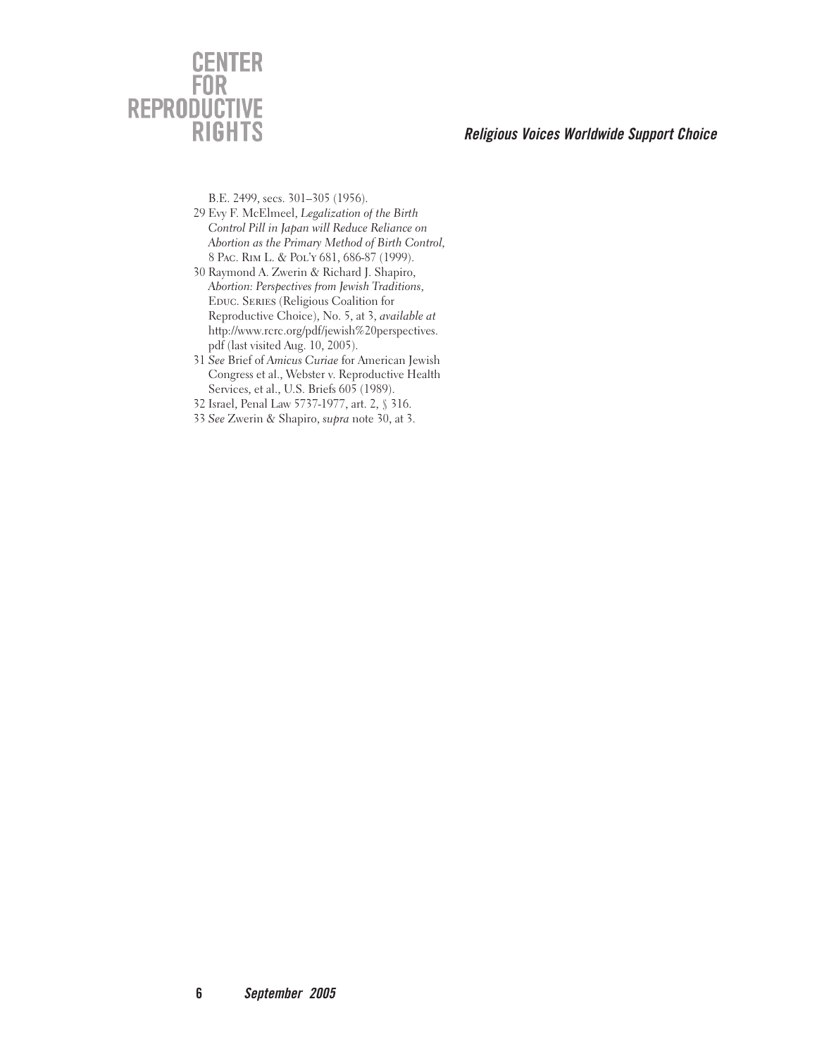B.E. 2499, secs. 301–305 (1956).

29 Evy F. McElmeel, *Legalization of the Birth Control Pill in Japan will Reduce Reliance on Abortion as the Primary Method of Birth Control*, 8 PAC. RIM L. & POL'Y 681, 686-87 (1999).

30 Raymond A. Zwerin & Richard J. Shapiro, *Abortion: Perspectives from Jewish Traditions*, EDUC. SERIES (Religious Coalition for Reproductive Choice), No. 5, at 3, *available at* http://www.rcrc.org/pdf/jewish%20perspectives.pdf (last visited Aug. 10, 2005).

31 *See* Brief of *Amicus Curiae* for American Jewish Congress et al., Webster v. Reproductive Health Services, et al., U.S. Briefs 605 (1989).

32 Israel, Penal Law 5737-1977, art. 2, § 316.

33 *See* Zwerin & Shapiro, *supra* note 30, at 3.